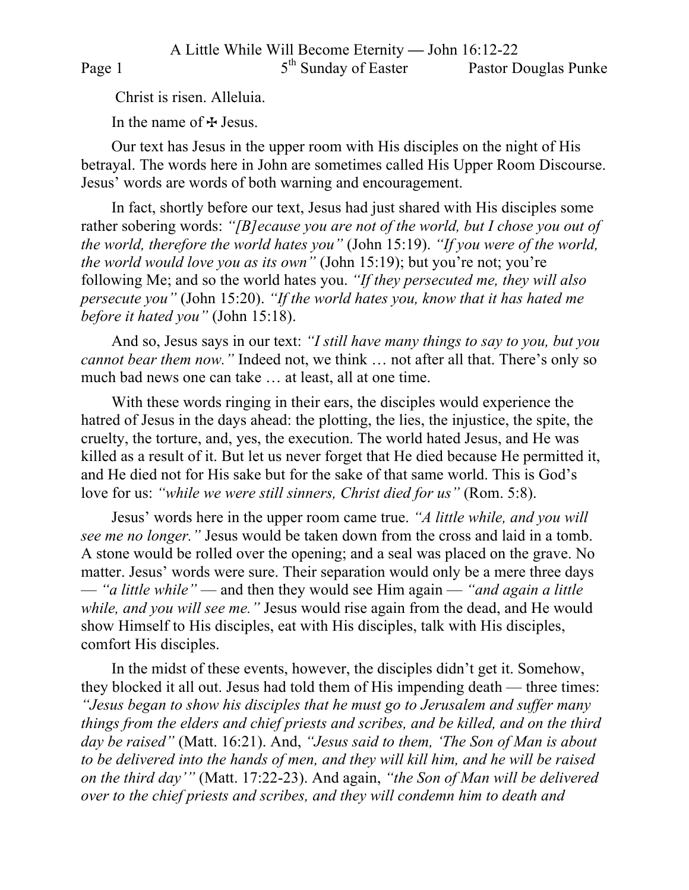Christ is risen. Alleluia.

In the name of ✠ Jesus.

Our text has Jesus in the upper room with His disciples on the night of His betrayal. The words here in John are sometimes called His Upper Room Discourse. Jesus' words are words of both warning and encouragement.

In fact, shortly before our text, Jesus had just shared with His disciples some rather sobering words: *"[B]ecause you are not of the world, but I chose you out of the world, therefore the world hates you"* (John 15:19). *"If you were of the world, the world would love you as its own"* (John 15:19); but you're not; you're following Me; and so the world hates you. *"If they persecuted me, they will also persecute you"* (John 15:20). *"If the world hates you, know that it has hated me before it hated you"* (John 15:18).

And so, Jesus says in our text: *"I still have many things to say to you, but you cannot bear them now."* Indeed not, we think … not after all that. There's only so much bad news one can take … at least, all at one time.

With these words ringing in their ears, the disciples would experience the hatred of Jesus in the days ahead: the plotting, the lies, the injustice, the spite, the cruelty, the torture, and, yes, the execution. The world hated Jesus, and He was killed as a result of it. But let us never forget that He died because He permitted it, and He died not for His sake but for the sake of that same world. This is God's love for us: *"while we were still sinners, Christ died for us"* (Rom. 5:8).

Jesus' words here in the upper room came true. *"A little while, and you will see me no longer."* Jesus would be taken down from the cross and laid in a tomb. A stone would be rolled over the opening; and a seal was placed on the grave. No matter. Jesus' words were sure. Their separation would only be a mere three days — *"a little while"* — and then they would see Him again — *"and again a little while, and you will see me."* Jesus would rise again from the dead, and He would show Himself to His disciples, eat with His disciples, talk with His disciples, comfort His disciples.

In the midst of these events, however, the disciples didn't get it. Somehow, they blocked it all out. Jesus had told them of His impending death — three times: *"Jesus began to show his disciples that he must go to Jerusalem and suffer many things from the elders and chief priests and scribes, and be killed, and on the third day be raised"* (Matt. 16:21). And, *"Jesus said to them, 'The Son of Man is about to be delivered into the hands of men, and they will kill him, and he will be raised on the third day'"* (Matt. 17:22-23). And again, *"the Son of Man will be delivered over to the chief priests and scribes, and they will condemn him to death and*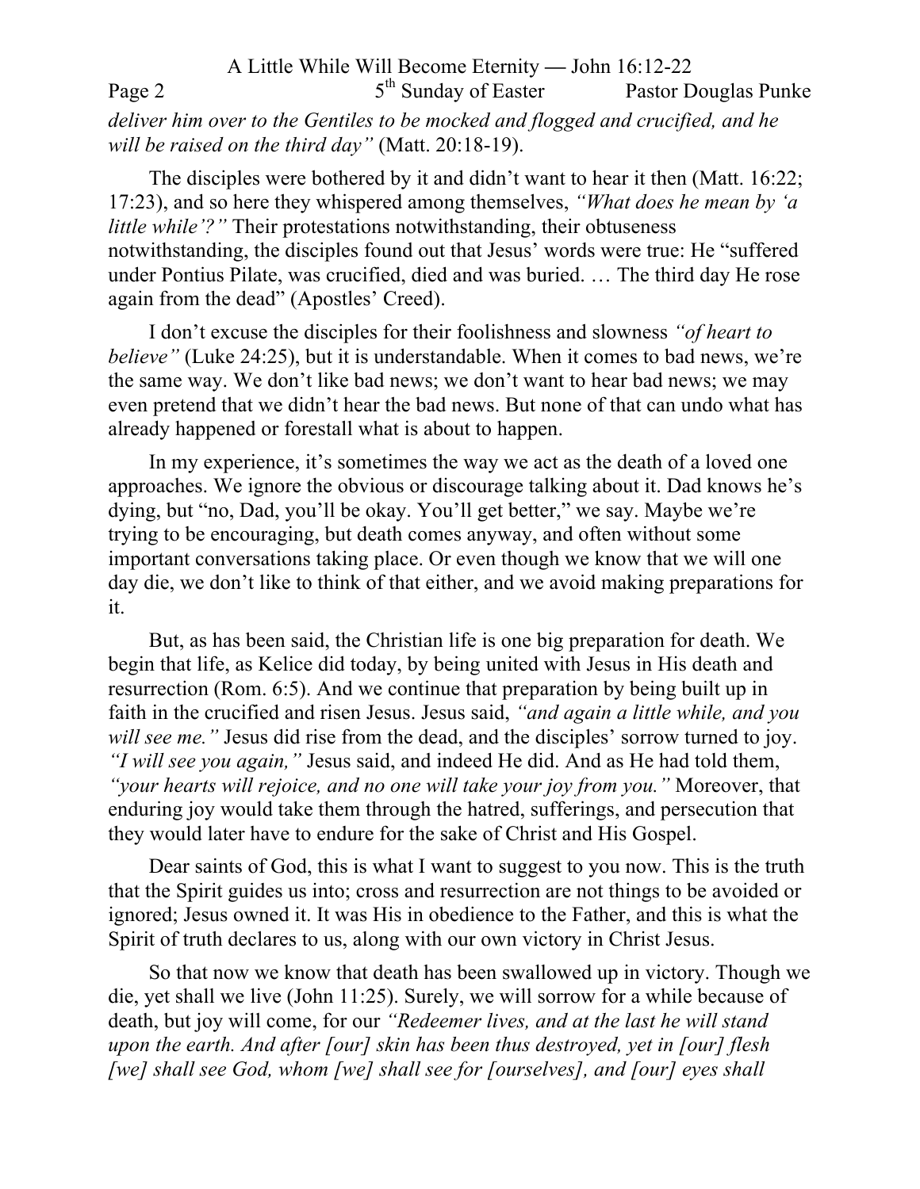*deliver him over to the Gentiles to be mocked and flogged and crucified, and he will be raised on the third day"* (Matt. 20:18-19).

The disciples were bothered by it and didn't want to hear it then (Matt. 16:22; 17:23), and so here they whispered among themselves, *"What does he mean by 'a little while'?"* Their protestations notwithstanding, their obtuseness notwithstanding, the disciples found out that Jesus' words were true: He "suffered under Pontius Pilate, was crucified, died and was buried. … The third day He rose again from the dead" (Apostles' Creed).

I don't excuse the disciples for their foolishness and slowness *"of heart to believe"* (Luke 24:25), but it is understandable. When it comes to bad news, we're the same way. We don't like bad news; we don't want to hear bad news; we may even pretend that we didn't hear the bad news. But none of that can undo what has already happened or forestall what is about to happen.

In my experience, it's sometimes the way we act as the death of a loved one approaches. We ignore the obvious or discourage talking about it. Dad knows he's dying, but "no, Dad, you'll be okay. You'll get better," we say. Maybe we're trying to be encouraging, but death comes anyway, and often without some important conversations taking place. Or even though we know that we will one day die, we don't like to think of that either, and we avoid making preparations for it.

But, as has been said, the Christian life is one big preparation for death. We begin that life, as Kelice did today, by being united with Jesus in His death and resurrection (Rom. 6:5). And we continue that preparation by being built up in faith in the crucified and risen Jesus. Jesus said, *"and again a little while, and you will see me."* Jesus did rise from the dead, and the disciples' sorrow turned to joy. *"I will see you again,"* Jesus said, and indeed He did. And as He had told them, *"your hearts will rejoice, and no one will take your joy from you."* Moreover, that enduring joy would take them through the hatred, sufferings, and persecution that they would later have to endure for the sake of Christ and His Gospel.

Dear saints of God, this is what I want to suggest to you now. This is the truth that the Spirit guides us into; cross and resurrection are not things to be avoided or ignored; Jesus owned it. It was His in obedience to the Father, and this is what the Spirit of truth declares to us, along with our own victory in Christ Jesus.

So that now we know that death has been swallowed up in victory. Though we die, yet shall we live (John 11:25). Surely, we will sorrow for a while because of death, but joy will come, for our *"Redeemer lives, and at the last he will stand upon the earth. And after [our] skin has been thus destroyed, yet in [our] flesh [we] shall see God, whom [we] shall see for [ourselves], and [our] eyes shall*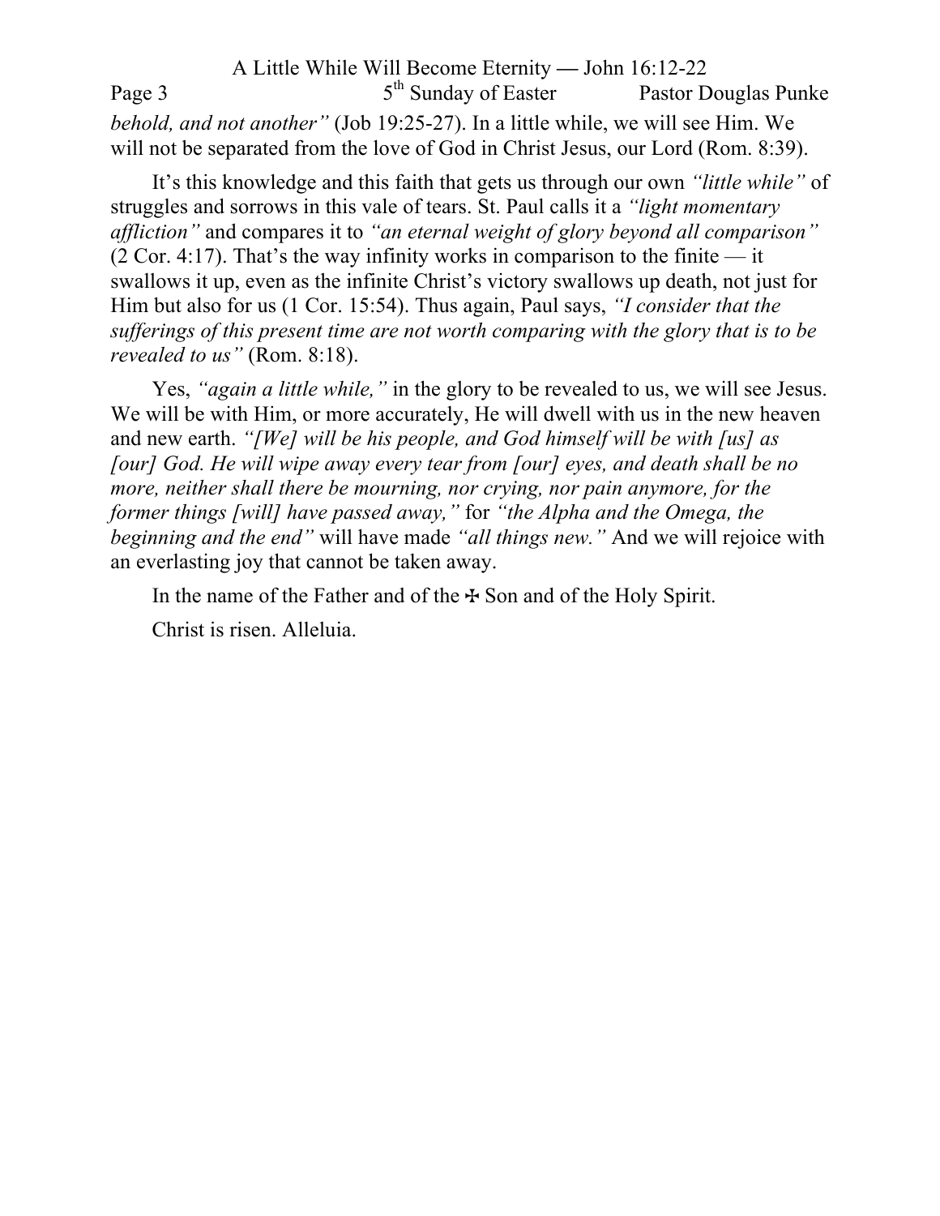*behold, and not another"* (Job 19:25-27). In a little while, we will see Him. We will not be separated from the love of God in Christ Jesus, our Lord (Rom. 8:39).

It's this knowledge and this faith that gets us through our own *"little while"* of struggles and sorrows in this vale of tears. St. Paul calls it a *"light momentary affliction"* and compares it to *"an eternal weight of glory beyond all comparison"* (2 Cor. 4:17). That's the way infinity works in comparison to the finite — it swallows it up, even as the infinite Christ's victory swallows up death, not just for Him but also for us (1 Cor. 15:54). Thus again, Paul says, *"I consider that the sufferings of this present time are not worth comparing with the glory that is to be revealed to us"* (Rom. 8:18).

Yes, *"again a little while,"* in the glory to be revealed to us, we will see Jesus. We will be with Him, or more accurately, He will dwell with us in the new heaven and new earth. *"[We] will be his people, and God himself will be with [us] as [our] God. He will wipe away every tear from [our] eyes, and death shall be no more, neither shall there be mourning, nor crying, nor pain anymore, for the former things [will] have passed away,"* for *"the Alpha and the Omega, the beginning and the end"* will have made *"all things new."* And we will rejoice with an everlasting joy that cannot be taken away.

In the name of the Father and of the ✠ Son and of the Holy Spirit.

Christ is risen. Alleluia.